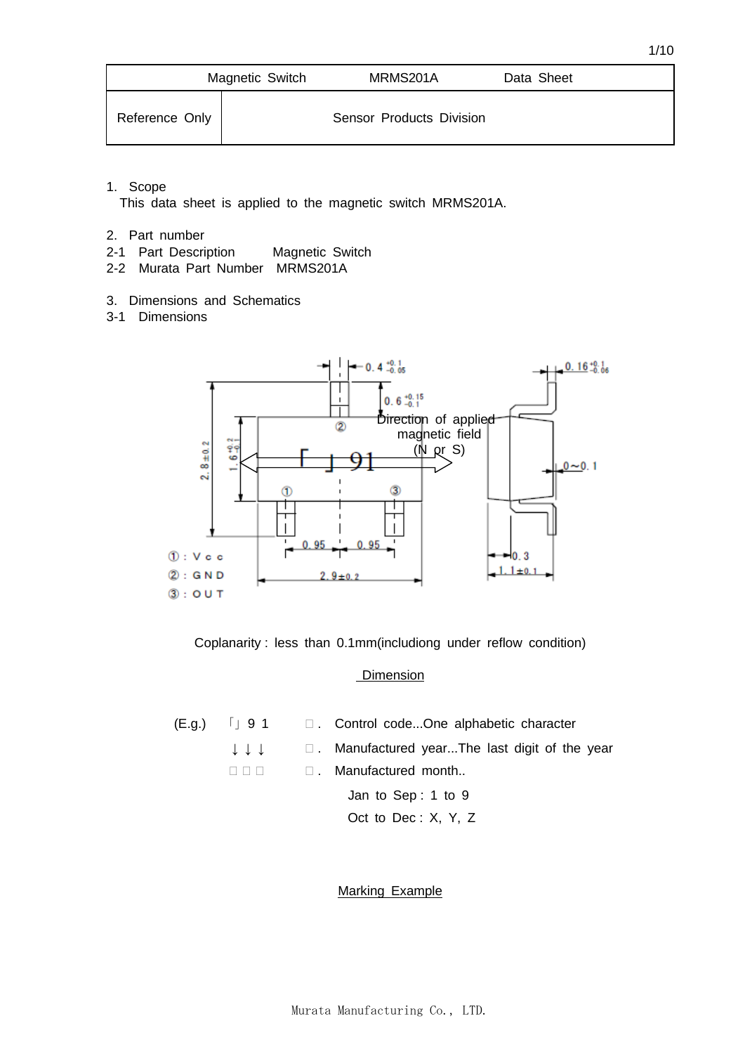| Magnetic Switch | MRMS201A | Data Sheet |
|---|---|---|
| Reference Only | Sensor Products Division | |

1. Scope

This data sheet is applied to the magnetic switch MRMS201A.

2. Part number

2-1 Part Description Magnetic Switch

2-2 Murata Part Number MRMS201A

3. Dimensions and Schematics

3-1 Dimensions

0.4 $^{+0.1}_{-0.05}$

0.6 $^{+0.15}_{-0.1}$

0.16 $^{+0.1}_{-0.06}$

2.8±0.2

1.6 $^{+0.2}_{-0.1}$

Direction of applied magnetic field (N or S)

「 」91

0~0.1

0.95 0.95

2.9±0.2

0.3

1.1±0.1

①：Vcc

②：GND

③：OUT

Coplanarity : less than 0.1mm(includiong under reflow condition)

Dimension

(E.g.) 「」9 1 □. Control code...One alphabetic character

↓ ↓ ↓ □. Manufactured year...The last digit of the year

□ □ □ □. Manufactured month..

Jan to Sep : 1 to 9

Oct to Dec : X, Y, Z

Marking Example

Murata Manufacturing Co., LTD.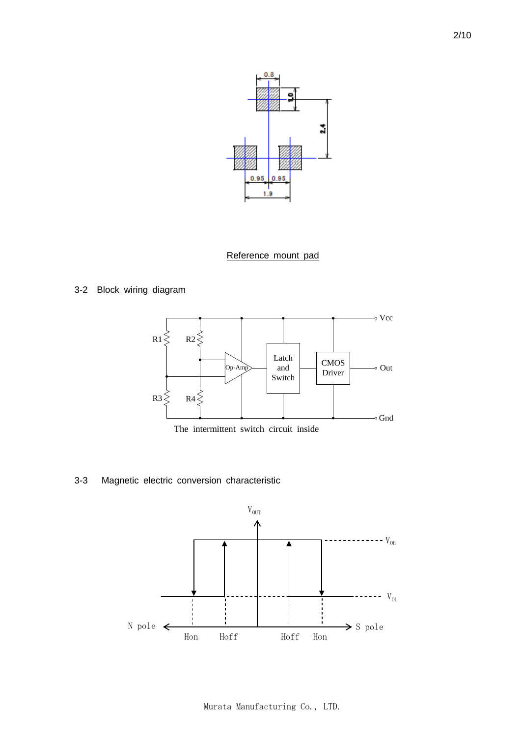Reference mount pad

## 3-2 Block wiring diagram

The intermittent switch circuit inside

## 3-3 Magnetic electric conversion characteristic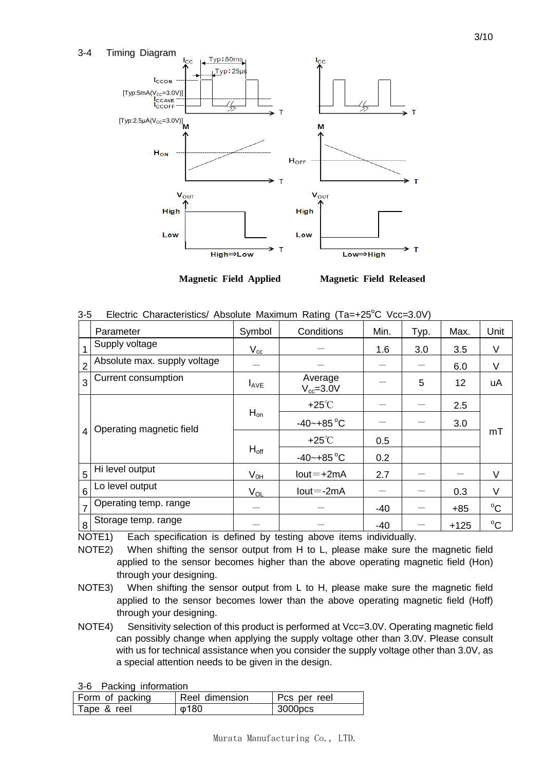## 3-4 Timing Diagram

Magnetic Field Applied　　　Magnetic Field Released

## 3-5 Electric Characteristics/ Absolute Maximum Rating (Ta=+25°C Vcc=3.0V)

| | Parameter | Symbol | | Conditions | Min. | Typ. | Max. | Unit |
|---|---|---|---|---|---|---|---|---|
| 1 | Supply voltage | $V_{cc}$ | | — | 1.6 | 3.0 | 3.5 | V |
| 2 | Absolute max. supply voltage | — | | — | — | — | 6.0 | V |
| 3 | Current consumption | $I_{AVE}$ | | Average $V_{cc}$=3.0V | — | 5 | 12 | uA |
| 4 | Operating magnetic field | $H_{on}$ | | +25℃ | — | — | 2.5 | mT |
| | | | | -40~+85°C | — | — | 3.0 | |
| | | $H_{off}$ | | +25℃ | 0.5 | | | |
| | | | | -40~+85°C | 0.2 | | | |
| 5 | Hi level output | $V_{0H}$ | | Iout=+2mA | 2.7 | — | — | V |
| 6 | Lo level output | $V_{OL}$ | | Iout=-2mA | — | — | 0.3 | V |
| 7 | Operating temp. range | — | | — | -40 | — | +85 | °C |
| 8 | Storage temp. range | — | | — | -40 | — | +125 | °C |

NOTE1) Each specification is defined by testing above items individually.

NOTE2) When shifting the sensor output from H to L, please make sure the magnetic field applied to the sensor becomes higher than the above operating magnetic field (Hon) through your designing.

NOTE3) When shifting the sensor output from L to H, please make sure the magnetic field applied to the sensor becomes lower than the above operating magnetic field (Hoff) through your designing.

NOTE4) Sensitivity selection of this product is performed at Vcc=3.0V. Operating magnetic field can possibly change when applying the supply voltage other than 3.0V. Please consult with us for technical assistance when you consider the supply voltage other than 3.0V, as a special attention needs to be given in the design.

## 3-6 Packing information

| Form of packing | Reel dimension | Pcs per reel |
|---|---|---|
| Tape & reel | φ180 | 3000pcs |

Murata Manufacturing Co., LTD.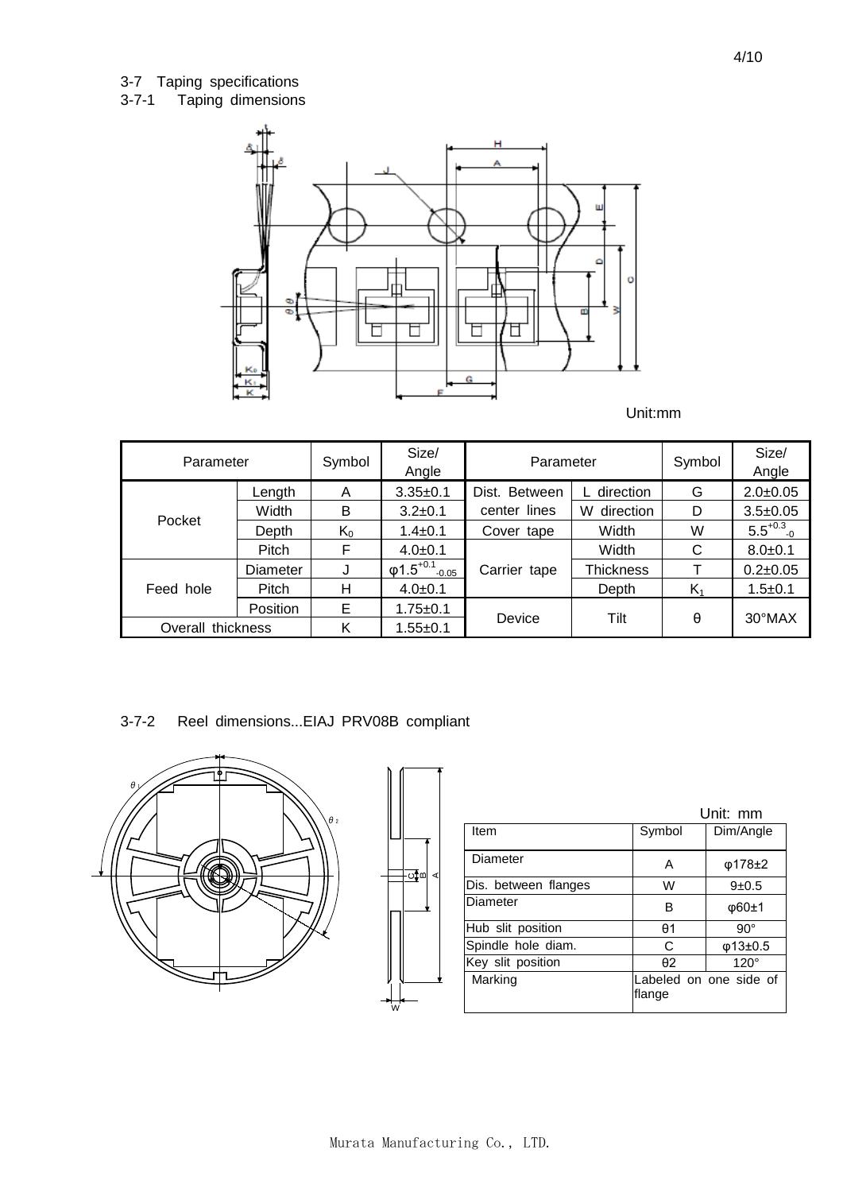3-7 Taping specifications

3-7-1 Taping dimensions

Unit:mm

| Parameter | | Symbol | Size/ Angle | Parameter | | Symbol | Size/ Angle |
|---|---|---|---|---|---|---|---|
| Pocket | Length | A | 3.35±0.1 | Dist. Between center lines | L direction | G | 2.0±0.05 |
| | Width | B | 3.2±0.1 | | W direction | D | 3.5±0.05 |
| | Depth | $K_0$ | 1.4±0.1 | Cover tape | Width | W | $5.5^{+0.3}_{-0}$ |
| | Pitch | F | 4.0±0.1 | Carrier tape | Width | C | 8.0±0.1 |
| Feed hole | Diameter | J | $\varphi 1.5^{+0.1}_{-0.05}$ | | Thickness | T | 0.2±0.05 |
| | Pitch | H | 4.0±0.1 | | Depth | $K_1$ | 1.5±0.1 |
| | Position | E | 1.75±0.1 | Device | Tilt | θ | 30°MAX |
| Overall thickness | | K | 1.55±0.1 | | | | |

3-7-2 Reel dimensions...EIAJ PRV08B compliant

Unit: mm

| Item | Symbol | Dim/Angle |
|---|---|---|
| Diameter | A | φ178±2 |
| Dis. between flanges | W | 9±0.5 |
| Diameter | B | φ60±1 |
| Hub slit position | θ1 | 90° |
| Spindle hole diam. | C | φ13±0.5 |
| Key slit position | θ2 | 120° |
| Marking | Labeled on one side of flange | |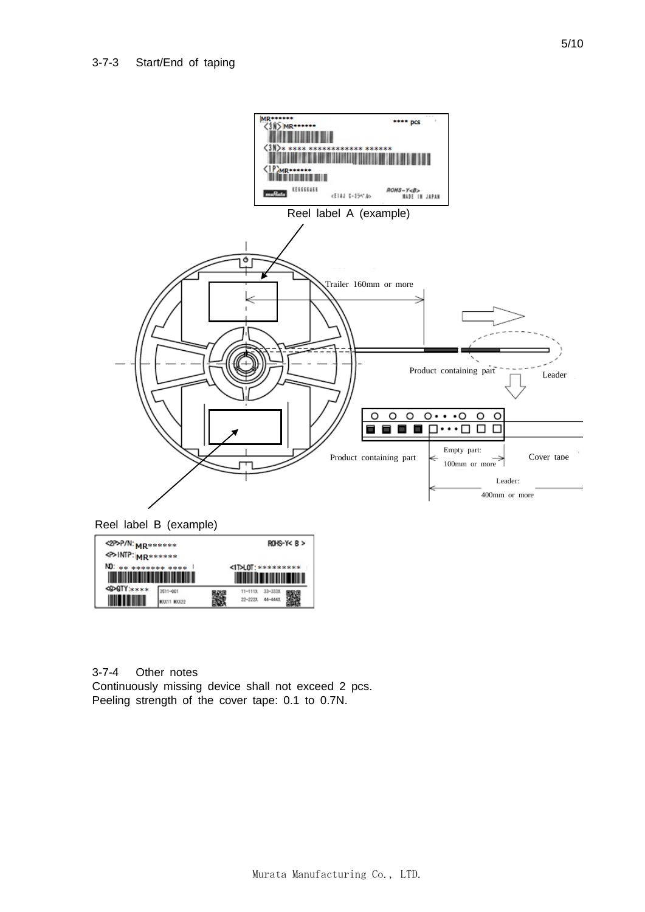3-7-3 Start/End of taping

Reel label A (example)

Trailer 160mm or more

Product containing part

Leader

Empty part: 100mm or more

Product containing part

Cover tape

Leader: 400mm or more

Reel label B (example)

3-7-4 Other notes

Continuously missing device shall not exceed 2 pcs.

Peeling strength of the cover tape: 0.1 to 0.7N.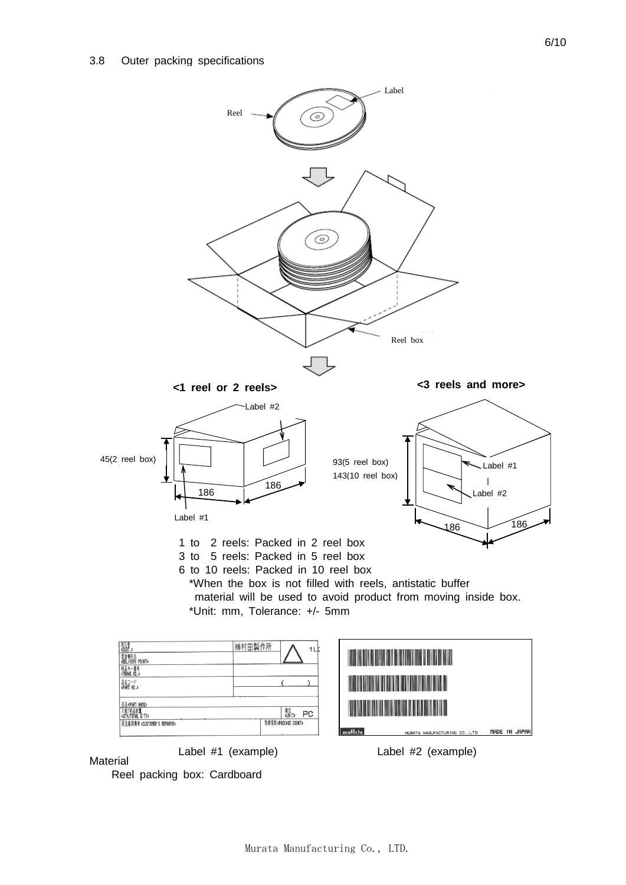3.8 Outer packing specifications

Label

Reel

Reel box

**<1 reel or 2 reels>**

**<3 reels and more>**

Label #2

45(2 reel box)

186

186

Label #1

93(5 reel box)

143(10 reel box)

Label #1

Label #2

186

186

1 to 2 reels: Packed in 2 reel box
3 to 5 reels: Packed in 5 reel box
6 to 10 reels: Packed in 10 reel box
*When the box is not filled with reels, antistatic buffer material will be used to avoid product from moving inside box.
*Unit: mm, Tolerance: +/- 5mm

Label #1 (example)

Label #2 (example)

Material
Reel packing box: Cardboard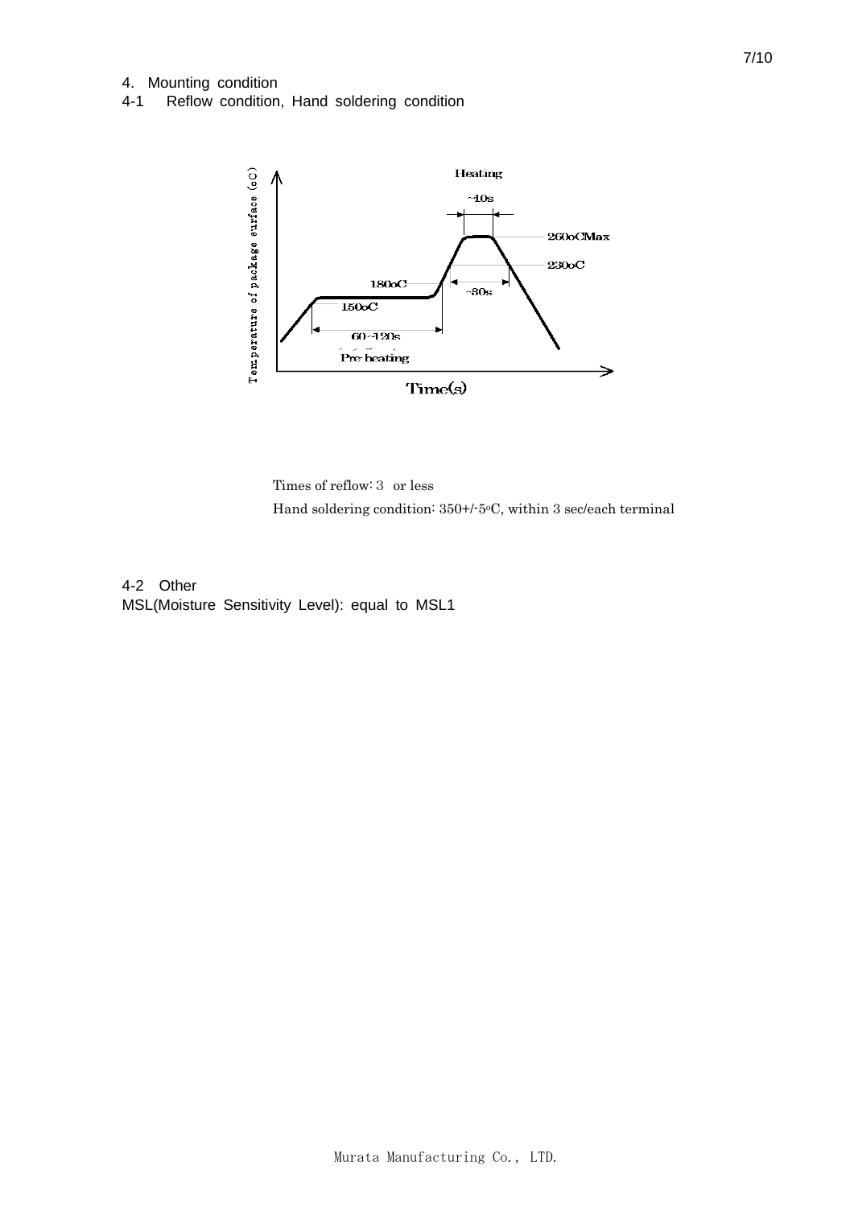# 4. Mounting condition

## 4-1 Reflow condition, Hand soldering condition

Heating

~10s

260oCMax

230oC

180oC

~30s

150oC

60~120s

Pre heating

Temperature of package surface (oC)

Time(s)

Times of reflow: 3 or less

Hand soldering condition: 350+/-5oC, within 3 sec/each terminal

## 4-2 Other

MSL(Moisture Sensitivity Level): equal to MSL1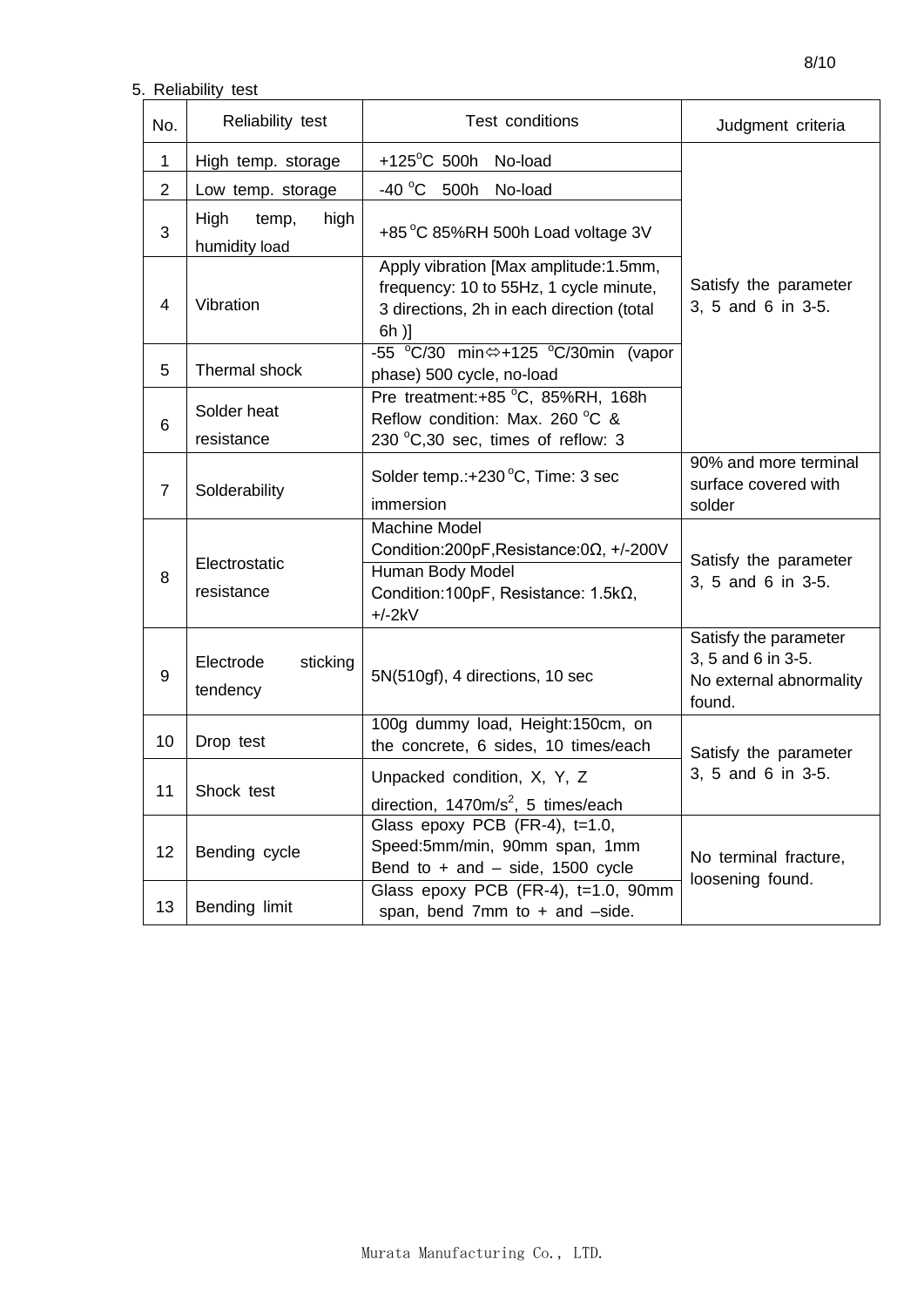5. Reliability test

| No. | Reliability test | Test conditions | Judgment criteria |
|---|---|---|---|
| 1 | High temp. storage | +125°C 500h No-load | Satisfy the parameter 3, 5 and 6 in 3-5. |
| 2 | Low temp. storage | -40 °C 500h No-load | |
| 3 | High temp, high humidity load | +85 °C 85%RH 500h Load voltage 3V | |
| 4 | Vibration | Apply vibration [Max amplitude:1.5mm, frequency: 10 to 55Hz, 1 cycle minute, 3 directions, 2h in each direction (total 6h )] | |
| 5 | Thermal shock | -55 °C/30 min⇔+125 °C/30min (vapor phase) 500 cycle, no-load | |
| 6 | Solder heat resistance | Pre treatment:+85 °C, 85%RH, 168h Reflow condition: Max. 260 °C & 230 °C,30 sec, times of reflow: 3 | |
| 7 | Solderability | Solder temp.:+230 °C, Time: 3 sec immersion | 90% and more terminal surface covered with solder |
| 8 | Electrostatic resistance | Machine Model Condition:200pF,Resistance:0Ω, +/-200V | Satisfy the parameter 3, 5 and 6 in 3-5. |
| | | Human Body Model Condition:100pF, Resistance: 1.5kΩ, +/-2kV | |
| 9 | Electrode sticking tendency | 5N(510gf), 4 directions, 10 sec | Satisfy the parameter 3, 5 and 6 in 3-5. No external abnormality found. |
| 10 | Drop test | 100g dummy load, Height:150cm, on the concrete, 6 sides, 10 times/each | Satisfy the parameter 3, 5 and 6 in 3-5. |
| 11 | Shock test | Unpacked condition, X, Y, Z direction, 1470m/s$^2$, 5 times/each | |
| 12 | Bending cycle | Glass epoxy PCB (FR-4), t=1.0, Speed:5mm/min, 90mm span, 1mm Bend to + and – side, 1500 cycle | No terminal fracture, loosening found. |
| 13 | Bending limit | Glass epoxy PCB (FR-4), t=1.0, 90mm span, bend 7mm to + and –side. | |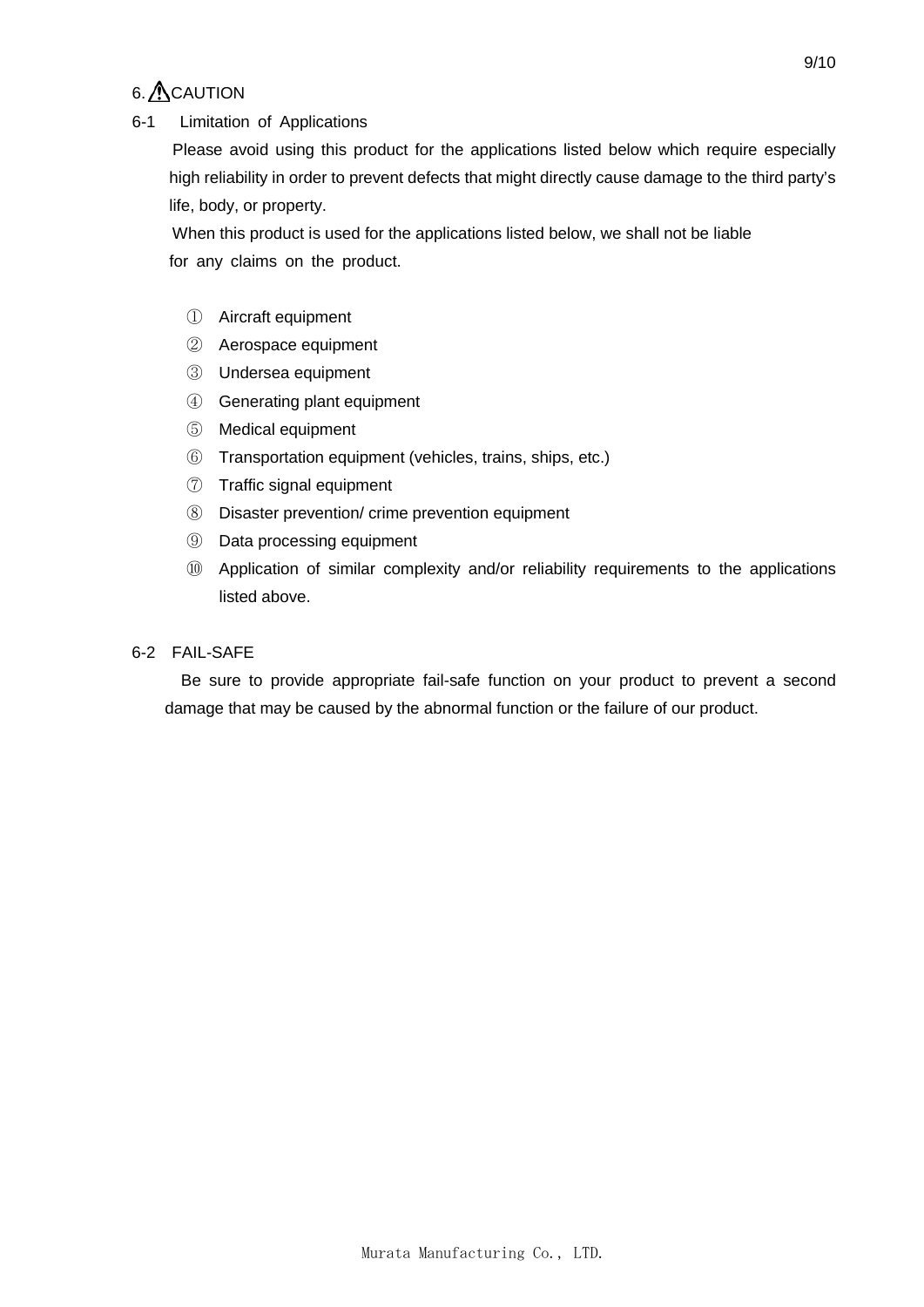## 6. ⚠CAUTION

### 6-1 Limitation of Applications

Please avoid using this product for the applications listed below which require especially high reliability in order to prevent defects that might directly cause damage to the third party's life, body, or property.

When this product is used for the applications listed below, we shall not be liable for any claims on the product.

① Aircraft equipment
② Aerospace equipment
③ Undersea equipment
④ Generating plant equipment
⑤ Medical equipment
⑥ Transportation equipment (vehicles, trains, ships, etc.)
⑦ Traffic signal equipment
⑧ Disaster prevention/ crime prevention equipment
⑨ Data processing equipment
⑩ Application of similar complexity and/or reliability requirements to the applications listed above.

### 6-2 FAIL-SAFE

Be sure to provide appropriate fail-safe function on your product to prevent a second damage that may be caused by the abnormal function or the failure of our product.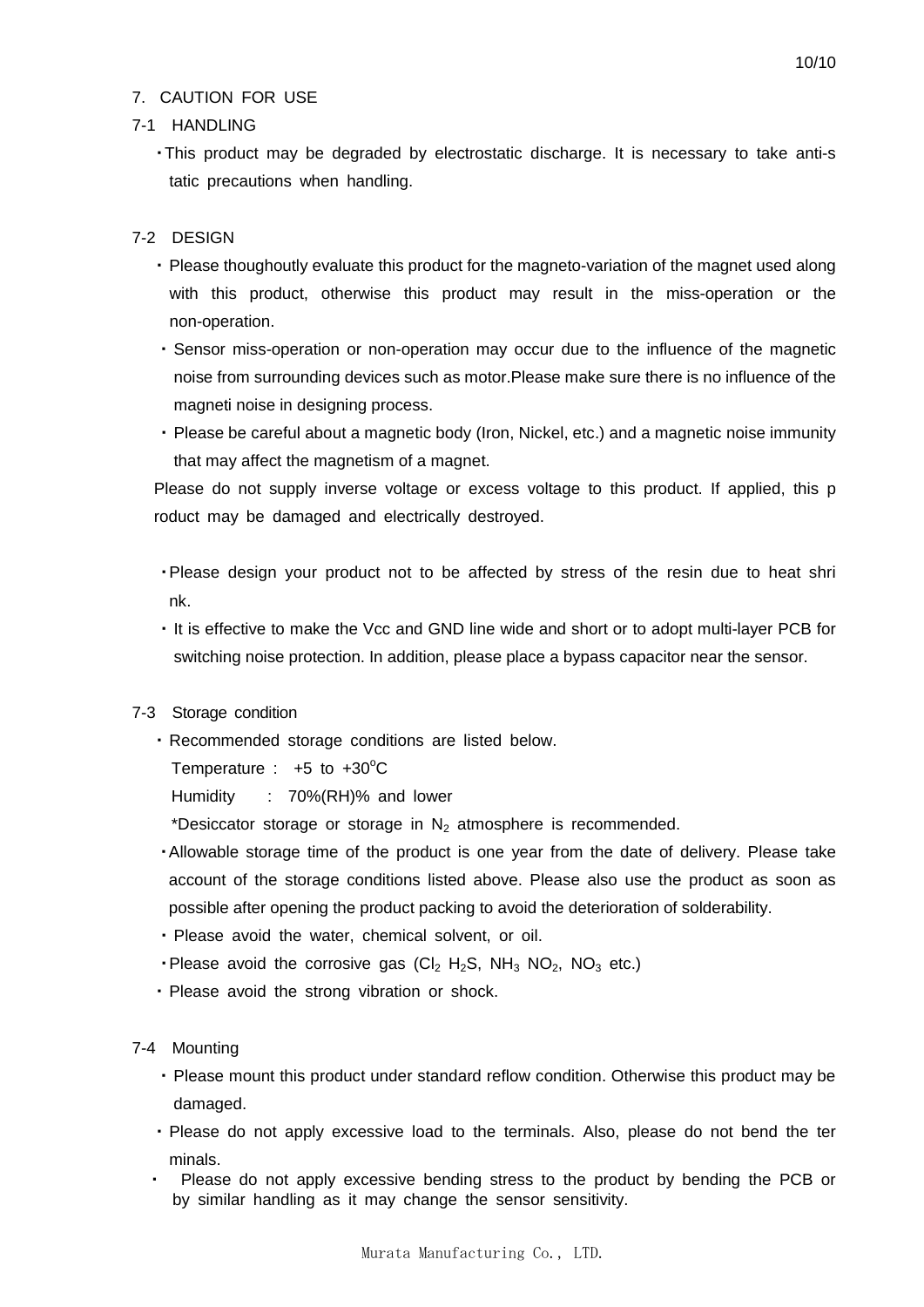## 7. CAUTION FOR USE

### 7-1 HANDLING

- This product may be degraded by electrostatic discharge. It is necessary to take anti-static precautions when handling.

### 7-2 DESIGN

- Please thoughoutly evaluate this product for the magneto-variation of the magnet used along with this product, otherwise this product may result in the miss-operation or the non-operation.
- Sensor miss-operation or non-operation may occur due to the influence of the magnetic noise from surrounding devices such as motor.Please make sure there is no influence of the magneti noise in designing process.
- Please be careful about a magnetic body (Iron, Nickel, etc.) and a magnetic noise immunity that may affect the magnetism of a magnet.

Please do not supply inverse voltage or excess voltage to this product. If applied, this product may be damaged and electrically destroyed.

- Please design your product not to be affected by stress of the resin due to heat shrink.
- It is effective to make the Vcc and GND line wide and short or to adopt multi-layer PCB for switching noise protection. In addition, please place a bypass capacitor near the sensor.

### 7-3 Storage condition

- Recommended storage conditions are listed below.

  Temperature : +5 to +30$^{o}$C

  Humidity : 70%(RH)% and lower

  *Desiccator storage or storage in $N_2$ atmosphere is recommended.
- Allowable storage time of the product is one year from the date of delivery. Please take account of the storage conditions listed above. Please also use the product as soon as possible after opening the product packing to avoid the deterioration of solderability.
- Please avoid the water, chemical solvent, or oil.
- Please avoid the corrosive gas ($Cl_2$ $H_2S$, $NH_3$ $NO_2$, $NO_3$ etc.)
- Please avoid the strong vibration or shock.

### 7-4 Mounting

- Please mount this product under standard reflow condition. Otherwise this product may be damaged.
- Please do not apply excessive load to the terminals. Also, please do not bend the terminals.
- Please do not apply excessive bending stress to the product by bending the PCB or by similar handling as it may change the sensor sensitivity.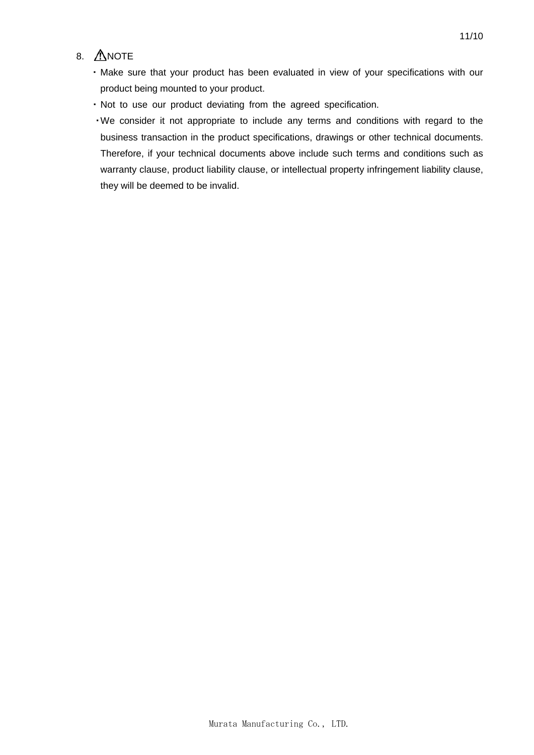## 8. ⚠NOTE

- Make sure that your product has been evaluated in view of your specifications with our product being mounted to your product.
- Not to use our product deviating from the agreed specification.
- We consider it not appropriate to include any terms and conditions with regard to the business transaction in the product specifications, drawings or other technical documents. Therefore, if your technical documents above include such terms and conditions such as warranty clause, product liability clause, or intellectual property infringement liability clause, they will be deemed to be invalid.